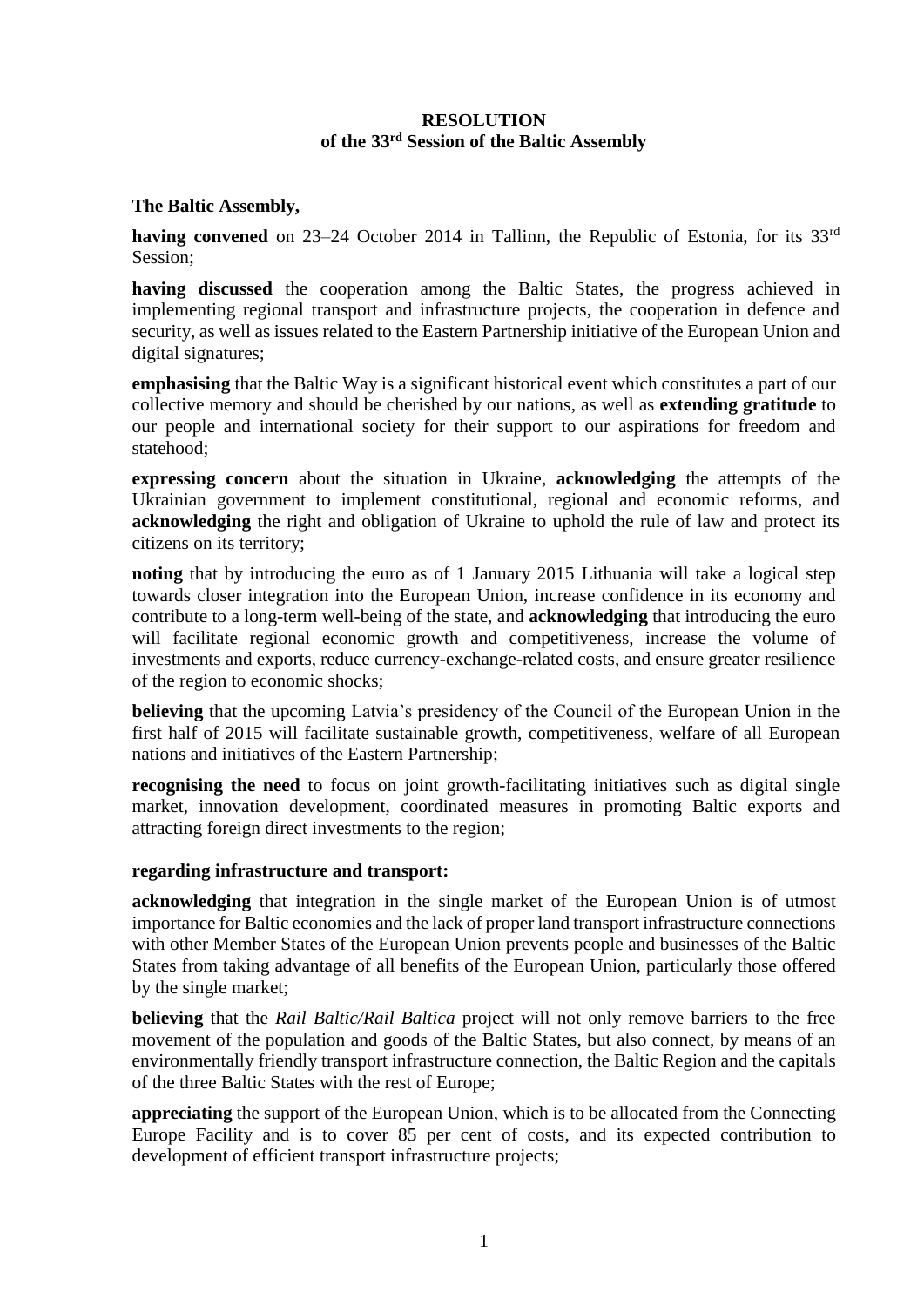**RESOLUTION**
**of the 33rd Session of the Baltic Assembly**

**The Baltic Assembly,**

**having convened** on 23–24 October 2014 in Tallinn, the Republic of Estonia, for its 33rd Session;

**having discussed** the cooperation among the Baltic States, the progress achieved in implementing regional transport and infrastructure projects, the cooperation in defence and security, as well as issues related to the Eastern Partnership initiative of the European Union and digital signatures;

**emphasising** that the Baltic Way is a significant historical event which constitutes a part of our collective memory and should be cherished by our nations, as well as **extending gratitude** to our people and international society for their support to our aspirations for freedom and statehood;

**expressing concern** about the situation in Ukraine, **acknowledging** the attempts of the Ukrainian government to implement constitutional, regional and economic reforms, and **acknowledging** the right and obligation of Ukraine to uphold the rule of law and protect its citizens on its territory;

**noting** that by introducing the euro as of 1 January 2015 Lithuania will take a logical step towards closer integration into the European Union, increase confidence in its economy and contribute to a long-term well-being of the state, and **acknowledging** that introducing the euro will facilitate regional economic growth and competitiveness, increase the volume of investments and exports, reduce currency-exchange-related costs, and ensure greater resilience of the region to economic shocks;

**believing** that the upcoming Latvia's presidency of the Council of the European Union in the first half of 2015 will facilitate sustainable growth, competitiveness, welfare of all European nations and initiatives of the Eastern Partnership;

**recognising the need** to focus on joint growth-facilitating initiatives such as digital single market, innovation development, coordinated measures in promoting Baltic exports and attracting foreign direct investments to the region;

**regarding infrastructure and transport:**

**acknowledging** that integration in the single market of the European Union is of utmost importance for Baltic economies and the lack of proper land transport infrastructure connections with other Member States of the European Union prevents people and businesses of the Baltic States from taking advantage of all benefits of the European Union, particularly those offered by the single market;

**believing** that the *Rail Baltic/Rail Baltica* project will not only remove barriers to the free movement of the population and goods of the Baltic States, but also connect, by means of an environmentally friendly transport infrastructure connection, the Baltic Region and the capitals of the three Baltic States with the rest of Europe;

**appreciating** the support of the European Union, which is to be allocated from the Connecting Europe Facility and is to cover 85 per cent of costs, and its expected contribution to development of efficient transport infrastructure projects;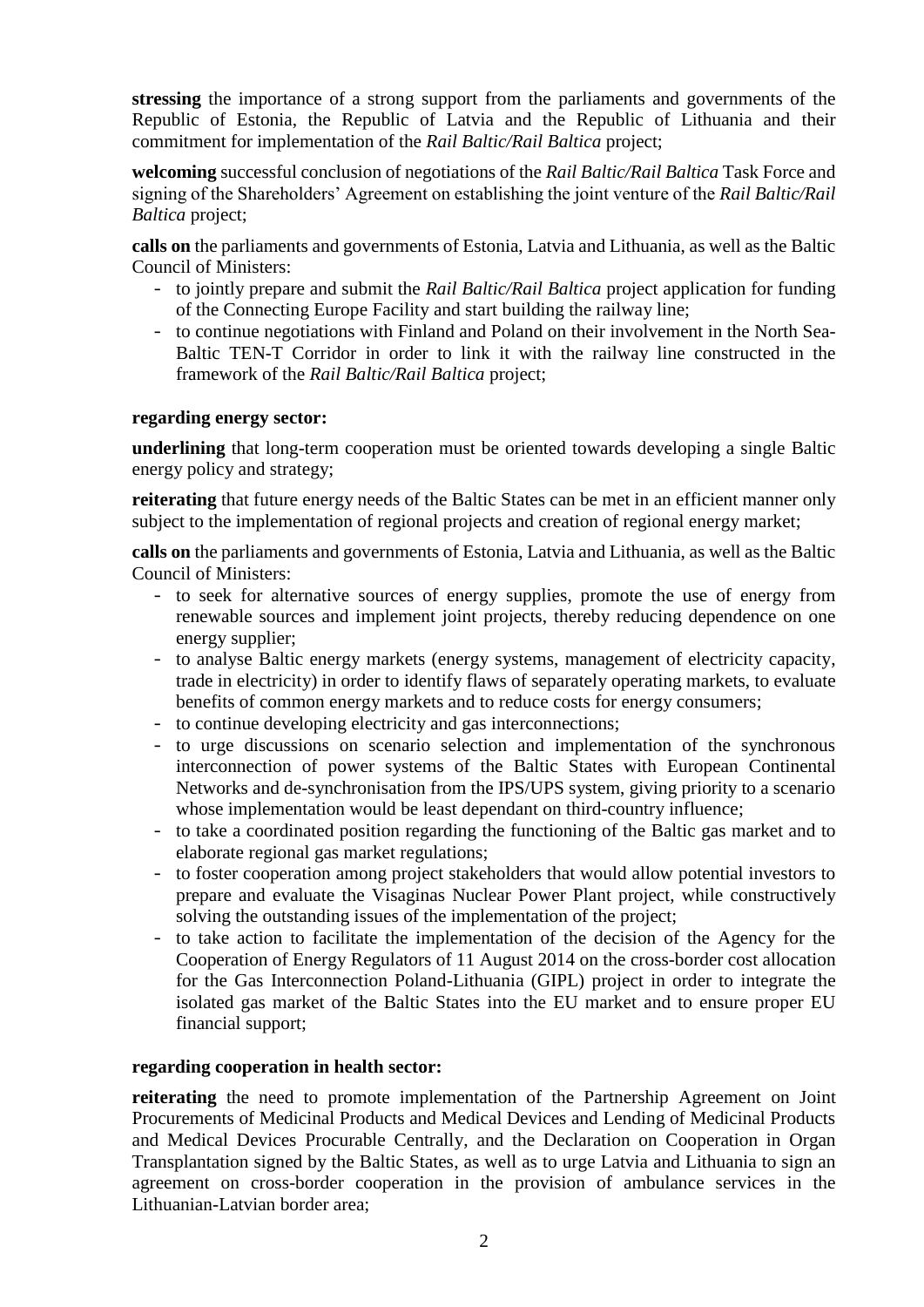**stressing** the importance of a strong support from the parliaments and governments of the Republic of Estonia, the Republic of Latvia and the Republic of Lithuania and their commitment for implementation of the *Rail Baltic/Rail Baltica* project;

**welcoming** successful conclusion of negotiations of the *Rail Baltic/Rail Baltica* Task Force and signing of the Shareholders' Agreement on establishing the joint venture of the *Rail Baltic/Rail Baltica* project;

**calls on** the parliaments and governments of Estonia, Latvia and Lithuania, as well as the Baltic Council of Ministers:

- to jointly prepare and submit the *Rail Baltic/Rail Baltica* project application for funding of the Connecting Europe Facility and start building the railway line;
- to continue negotiations with Finland and Poland on their involvement in the North Sea-Baltic TEN-T Corridor in order to link it with the railway line constructed in the framework of the *Rail Baltic/Rail Baltica* project;

**regarding energy sector:**

**underlining** that long-term cooperation must be oriented towards developing a single Baltic energy policy and strategy;

**reiterating** that future energy needs of the Baltic States can be met in an efficient manner only subject to the implementation of regional projects and creation of regional energy market;

**calls on** the parliaments and governments of Estonia, Latvia and Lithuania, as well as the Baltic Council of Ministers:

- to seek for alternative sources of energy supplies, promote the use of energy from renewable sources and implement joint projects, thereby reducing dependence on one energy supplier;
- to analyse Baltic energy markets (energy systems, management of electricity capacity, trade in electricity) in order to identify flaws of separately operating markets, to evaluate benefits of common energy markets and to reduce costs for energy consumers;
- to continue developing electricity and gas interconnections;
- to urge discussions on scenario selection and implementation of the synchronous interconnection of power systems of the Baltic States with European Continental Networks and de-synchronisation from the IPS/UPS system, giving priority to a scenario whose implementation would be least dependant on third-country influence;
- to take a coordinated position regarding the functioning of the Baltic gas market and to elaborate regional gas market regulations;
- to foster cooperation among project stakeholders that would allow potential investors to prepare and evaluate the Visaginas Nuclear Power Plant project, while constructively solving the outstanding issues of the implementation of the project;
- to take action to facilitate the implementation of the decision of the Agency for the Cooperation of Energy Regulators of 11 August 2014 on the cross-border cost allocation for the Gas Interconnection Poland-Lithuania (GIPL) project in order to integrate the isolated gas market of the Baltic States into the EU market and to ensure proper EU financial support;

**regarding cooperation in health sector:**

**reiterating** the need to promote implementation of the Partnership Agreement on Joint Procurements of Medicinal Products and Medical Devices and Lending of Medicinal Products and Medical Devices Procurable Centrally, and the Declaration on Cooperation in Organ Transplantation signed by the Baltic States, as well as to urge Latvia and Lithuania to sign an agreement on cross-border cooperation in the provision of ambulance services in the Lithuanian-Latvian border area;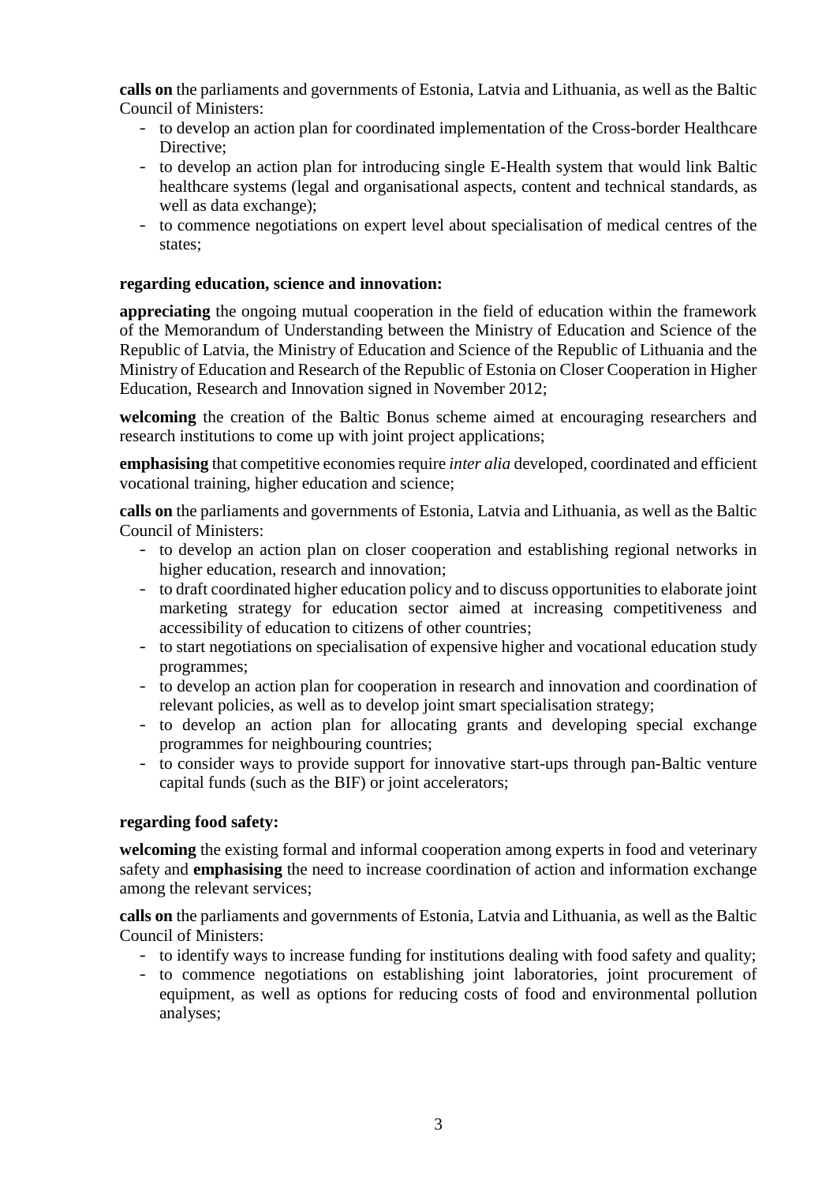**calls on** the parliaments and governments of Estonia, Latvia and Lithuania, as well as the Baltic Council of Ministers:

- to develop an action plan for coordinated implementation of the Cross-border Healthcare Directive;
- to develop an action plan for introducing single E-Health system that would link Baltic healthcare systems (legal and organisational aspects, content and technical standards, as well as data exchange);
- to commence negotiations on expert level about specialisation of medical centres of the states;

**regarding education, science and innovation:**

**appreciating** the ongoing mutual cooperation in the field of education within the framework of the Memorandum of Understanding between the Ministry of Education and Science of the Republic of Latvia, the Ministry of Education and Science of the Republic of Lithuania and the Ministry of Education and Research of the Republic of Estonia on Closer Cooperation in Higher Education, Research and Innovation signed in November 2012;

**welcoming** the creation of the Baltic Bonus scheme aimed at encouraging researchers and research institutions to come up with joint project applications;

**emphasising** that competitive economies require *inter alia* developed, coordinated and efficient vocational training, higher education and science;

**calls on** the parliaments and governments of Estonia, Latvia and Lithuania, as well as the Baltic Council of Ministers:

- to develop an action plan on closer cooperation and establishing regional networks in higher education, research and innovation;
- to draft coordinated higher education policy and to discuss opportunities to elaborate joint marketing strategy for education sector aimed at increasing competitiveness and accessibility of education to citizens of other countries;
- to start negotiations on specialisation of expensive higher and vocational education study programmes;
- to develop an action plan for cooperation in research and innovation and coordination of relevant policies, as well as to develop joint smart specialisation strategy;
- to develop an action plan for allocating grants and developing special exchange programmes for neighbouring countries;
- to consider ways to provide support for innovative start-ups through pan-Baltic venture capital funds (such as the BIF) or joint accelerators;

**regarding food safety:**

**welcoming** the existing formal and informal cooperation among experts in food and veterinary safety and **emphasising** the need to increase coordination of action and information exchange among the relevant services;

**calls on** the parliaments and governments of Estonia, Latvia and Lithuania, as well as the Baltic Council of Ministers:

- to identify ways to increase funding for institutions dealing with food safety and quality;
- to commence negotiations on establishing joint laboratories, joint procurement of equipment, as well as options for reducing costs of food and environmental pollution analyses;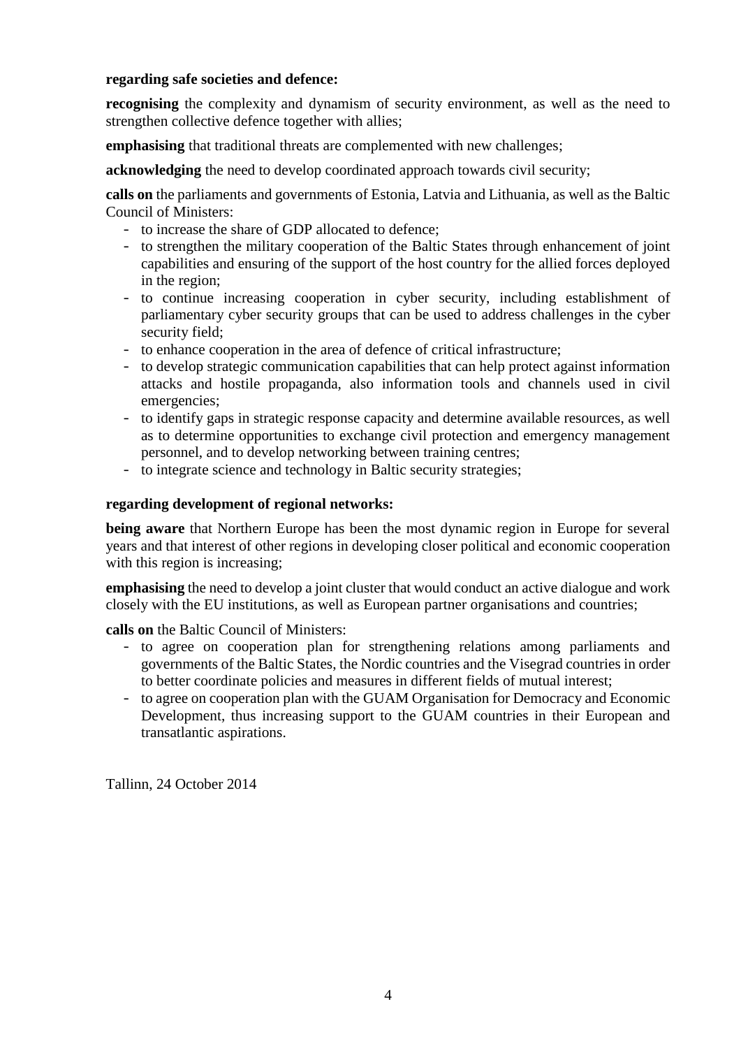**regarding safe societies and defence:**

**recognising** the complexity and dynamism of security environment, as well as the need to strengthen collective defence together with allies;

**emphasising** that traditional threats are complemented with new challenges;

**acknowledging** the need to develop coordinated approach towards civil security;

**calls on** the parliaments and governments of Estonia, Latvia and Lithuania, as well as the Baltic Council of Ministers:

- to increase the share of GDP allocated to defence;
- to strengthen the military cooperation of the Baltic States through enhancement of joint capabilities and ensuring of the support of the host country for the allied forces deployed in the region;
- to continue increasing cooperation in cyber security, including establishment of parliamentary cyber security groups that can be used to address challenges in the cyber security field;
- to enhance cooperation in the area of defence of critical infrastructure;
- to develop strategic communication capabilities that can help protect against information attacks and hostile propaganda, also information tools and channels used in civil emergencies;
- to identify gaps in strategic response capacity and determine available resources, as well as to determine opportunities to exchange civil protection and emergency management personnel, and to develop networking between training centres;
- to integrate science and technology in Baltic security strategies;

**regarding development of regional networks:**

**being aware** that Northern Europe has been the most dynamic region in Europe for several years and that interest of other regions in developing closer political and economic cooperation with this region is increasing;

**emphasising** the need to develop a joint cluster that would conduct an active dialogue and work closely with the EU institutions, as well as European partner organisations and countries;

**calls on** the Baltic Council of Ministers:

- to agree on cooperation plan for strengthening relations among parliaments and governments of the Baltic States, the Nordic countries and the Visegrad countries in order to better coordinate policies and measures in different fields of mutual interest;
- to agree on cooperation plan with the GUAM Organisation for Democracy and Economic Development, thus increasing support to the GUAM countries in their European and transatlantic aspirations.

Tallinn, 24 October 2014